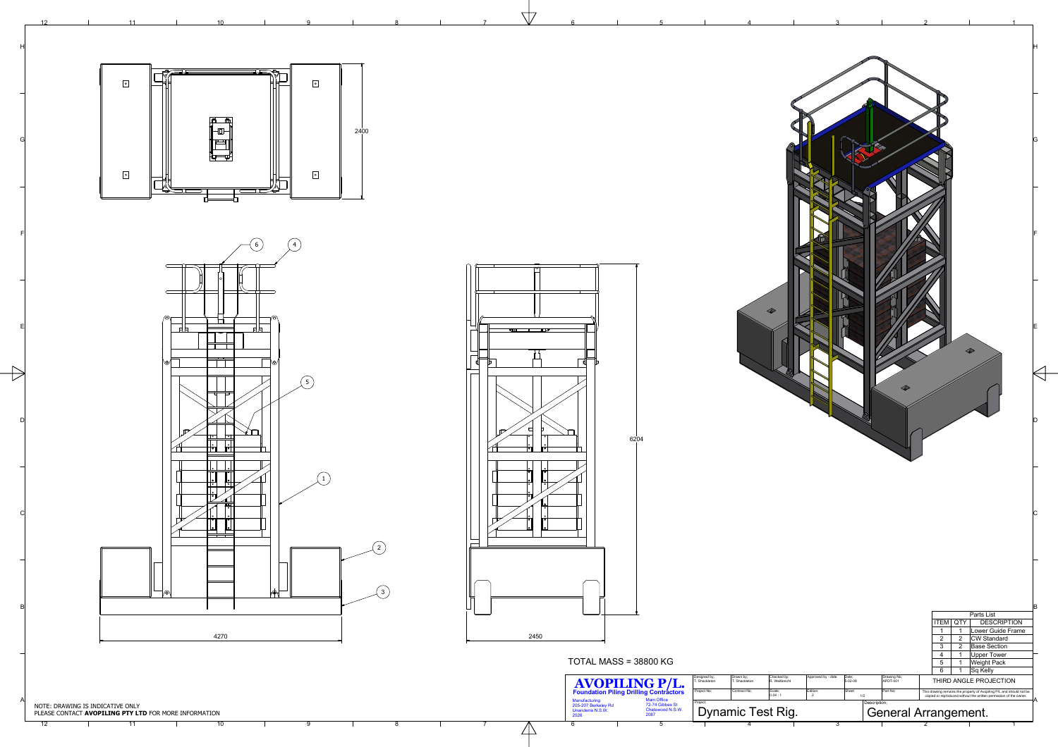2400

6204

4270

2450

TOTAL MASS = 38800 KG

| Parts List | | |
|---|---|---|
| ITEM | QTY | DESCRIPTION |
| 1 | 1 | Lower Guide Frame |
| 2 | 2 | CW Standard |
| 3 | 2 | Base Section |
| 4 | 1 | Upper Tower |
| 5 | 1 | Weight Pack |
| 6 | 1 | Sq Kelly |

THIRD ANGLE PROJECTION

**AVOPILING P/L.**
**Foundation Piling Drilling Contractors**

Manufacturing
205-207 Berkeley Rd
Unanderra N.S.W.
2526

Main Office
72-74 Gibbes St
Chatswood N.S.W.
2067

| Designed by: | Drawn by: | Checked by: | Approved by - date | Date: | Drawing No: |
|---|---|---|---|---|---|
| T. Shackleton | T. Shackleton | R. Weitbrecht | | 5-02-08 | APDT-001 |
| Project No: | Contract No: | Scale: | Edition: | Sheet | Part No: |
| | | 0.04 : 1 | 2 | 1/2 | |

This drawing remains the property of Avopiling P/L and should not be copied or reproduced without the written permission of the owner.

Project: Dynamic Test Rig.

Description: General Arrangement.

NOTE: DRAWING IS INDICATIVE ONLY
PLEASE CONTACT **AVOPILING PTY LTD** FOR MORE INFORMATION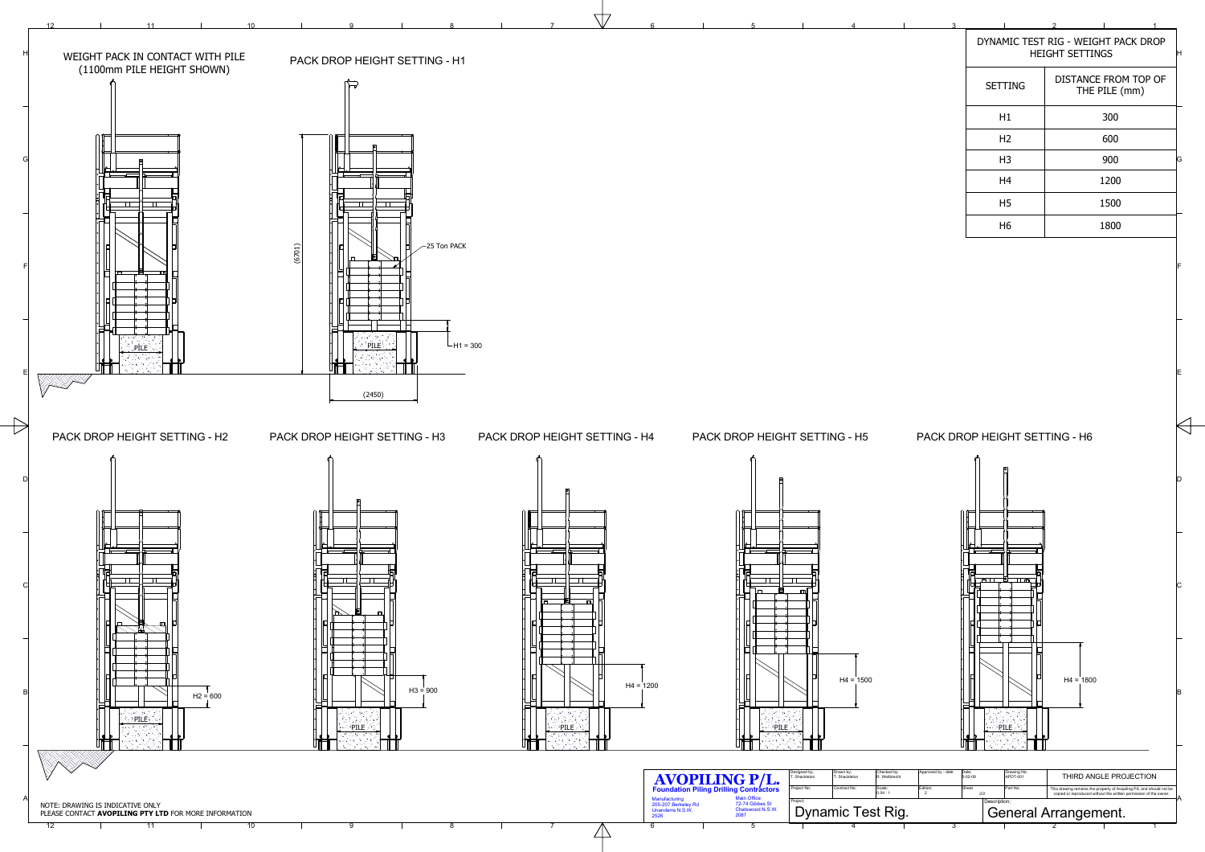## DYNAMIC TEST RIG - WEIGHT PACK DROP HEIGHT SETTINGS

| SETTING | DISTANCE FROM TOP OF THE PILE (mm) |
|---|---|
| H1 | 300 |
| H2 | 600 |
| H3 | 900 |
| H4 | 1200 |
| H5 | 1500 |
| H6 | 1800 |

WEIGHT PACK IN CONTACT WITH PILE
(1100mm PILE HEIGHT SHOWN)

PILE

PACK DROP HEIGHT SETTING - H1

(6701)

25 Ton PACK

PILE

H1 = 300

(2450)

PACK DROP HEIGHT SETTING - H2

PILE

H2 = 600

PACK DROP HEIGHT SETTING - H3

PILE

H3 = 900

PACK DROP HEIGHT SETTING - H4

PILE

H4 = 1200

PACK DROP HEIGHT SETTING - H5

PILE

H4 = 1500

PACK DROP HEIGHT SETTING - H6

PILE

H4 = 1800

NOTE: DRAWING IS INDICATIVE ONLY
PLEASE CONTACT **AVOPILING PTY LTD** FOR MORE INFORMATION

**AVOPILING P/L.**
**Foundation Piling Drilling Contractors**

Manufacturing
205-207 Berkeley Rd
Unanderra N.S.W.
2526

Main Office
72-74 Gibbes St
Chatswood N.S.W.
2067

| Designed by: | Drawn by: | Checked by: | Approved by - date | Date: | Drawing No: |
|---|---|---|---|---|---|
| T. Shackleton | T. Shackleton | R. Weitbrecht | | 5-12-08 | APDT-001 |
| Project No: | Contract No: | Scale: | Edition: | Sheet | Part No: |
| | | 0.04 : 1 | 2 | 2/2 | |

Project: Dynamic Test Rig.

Description: General Arrangement.

THIRD ANGLE PROJECTION

This drawing remains the property of Avopiling P/L and should not be copied or reproduced without the written permission of the owner.